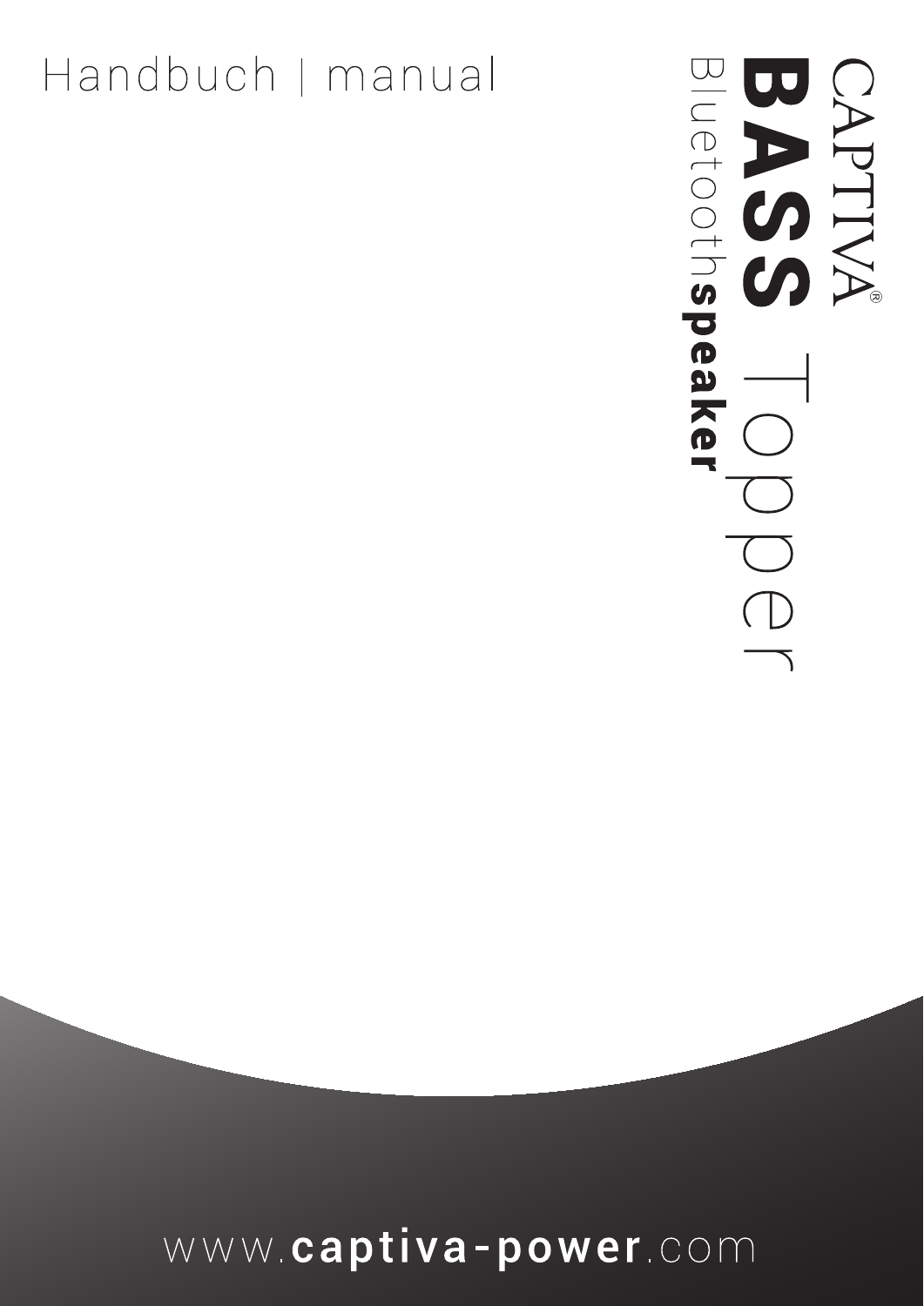Handbuch | manual

# CAPTIVA®

# BASS Topper

## Bluetooth**speaker**

www.**captiva-power**.com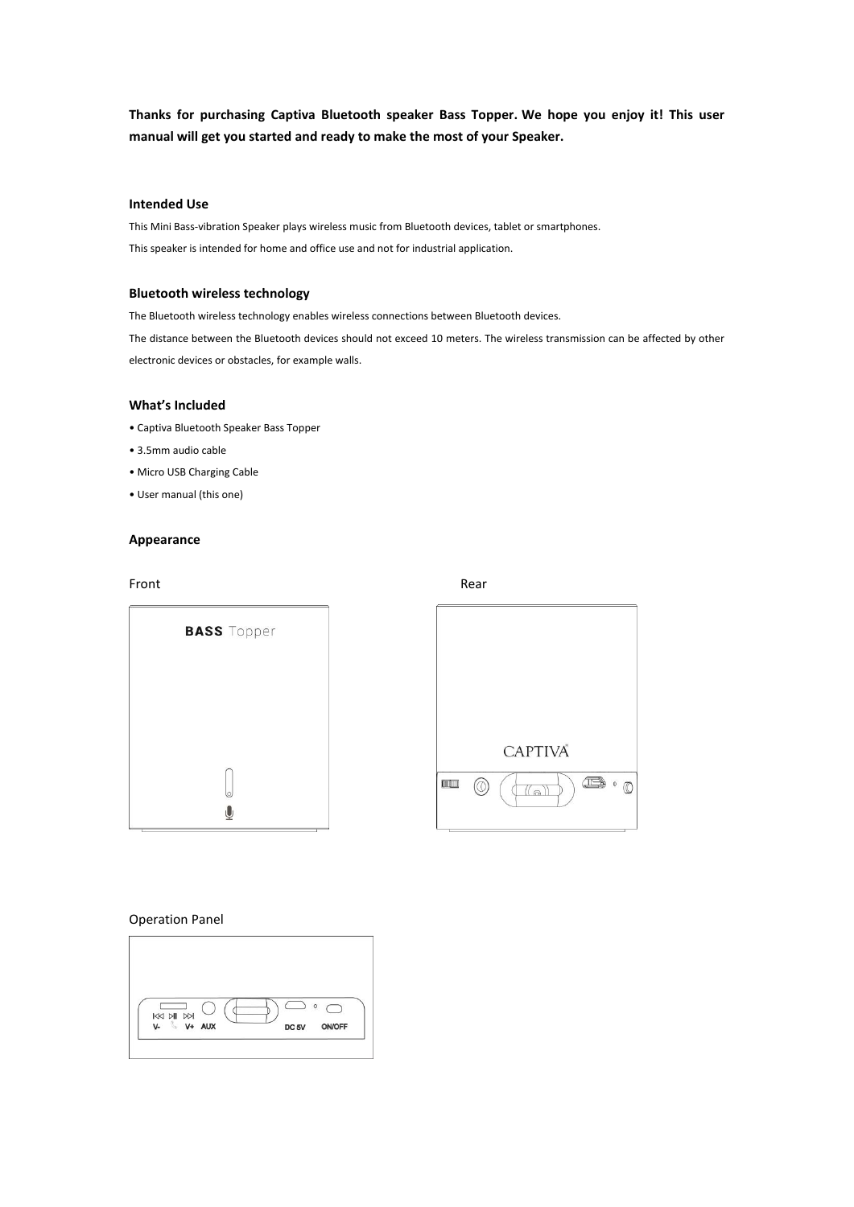**Thanks for purchasing Captiva Bluetooth speaker Bass Topper. We hope you enjoy it! This user manual will get you started and ready to make the most of your Speaker.**

### Intended Use

This Mini Bass-vibration Speaker plays wireless music from Bluetooth devices, tablet or smartphones.

This speaker is intended for home and office use and not for industrial application.

### Bluetooth wireless technology

The Bluetooth wireless technology enables wireless connections between Bluetooth devices.

The distance between the Bluetooth devices should not exceed 10 meters. The wireless transmission can be affected by other electronic devices or obstacles, for example walls.

### What's Included

- Captiva Bluetooth Speaker Bass Topper
- 3.5mm audio cable
- Micro USB Charging Cable
- User manual (this one)

### Appearance

Front

BASS Topper

Rear

CAPTIVA

Operation Panel

V- V+ AUX DC 5V ON/OFF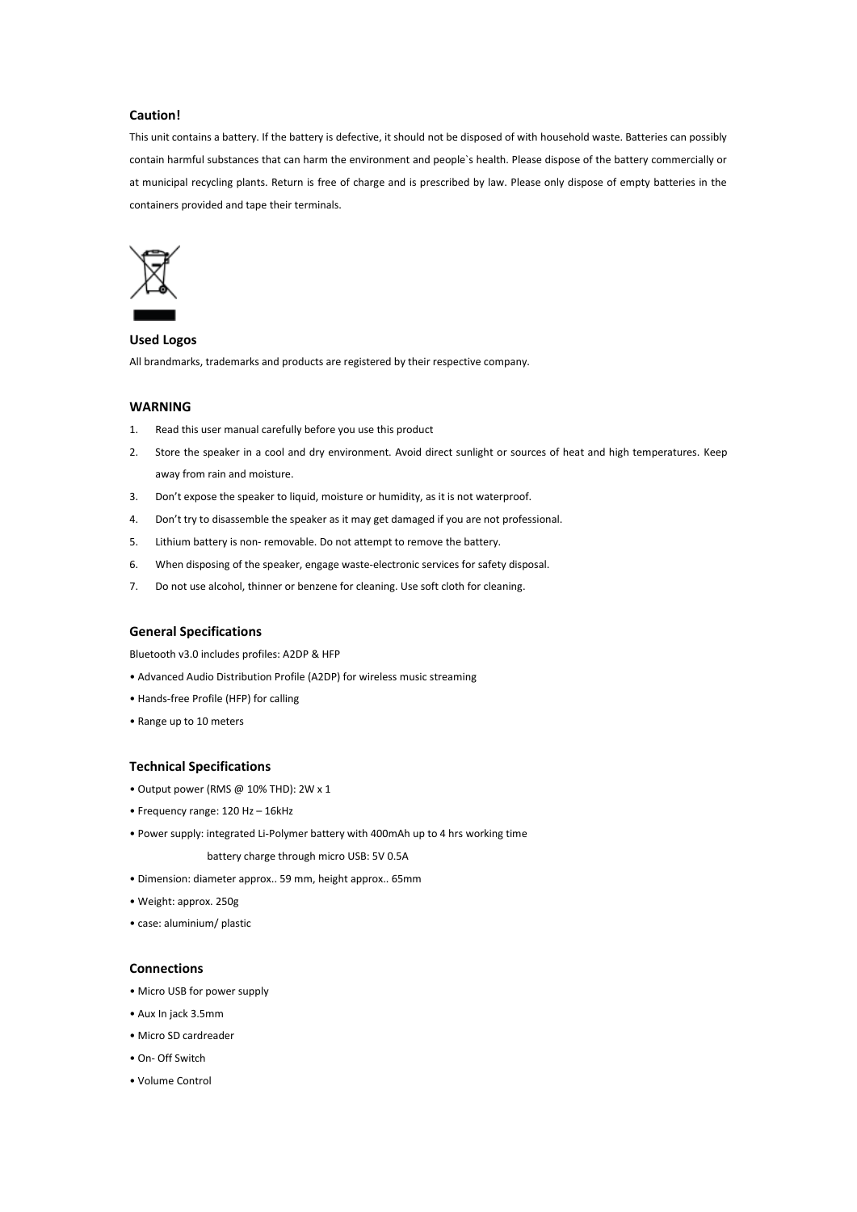## Caution!

This unit contains a battery. If the battery is defective, it should not be disposed of with household waste. Batteries can possibly contain harmful substances that can harm the environment and people`s health. Please dispose of the battery commercially or at municipal recycling plants. Return is free of charge and is prescribed by law. Please only dispose of empty batteries in the containers provided and tape their terminals.

## Used Logos

All brandmarks, trademarks and products are registered by their respective company.

## WARNING

1. Read this user manual carefully before you use this product
2. Store the speaker in a cool and dry environment. Avoid direct sunlight or sources of heat and high temperatures. Keep away from rain and moisture.
3. Don't expose the speaker to liquid, moisture or humidity, as it is not waterproof.
4. Don't try to disassemble the speaker as it may get damaged if you are not professional.
5. Lithium battery is non- removable. Do not attempt to remove the battery.
6. When disposing of the speaker, engage waste-electronic services for safety disposal.
7. Do not use alcohol, thinner or benzene for cleaning. Use soft cloth for cleaning.

## General Specifications

Bluetooth v3.0 includes profiles: A2DP & HFP

- Advanced Audio Distribution Profile (A2DP) for wireless music streaming
- Hands-free Profile (HFP) for calling
- Range up to 10 meters

## Technical Specifications

- Output power (RMS @ 10% THD): 2W x 1
- Frequency range: 120 Hz – 16kHz
- Power supply: integrated Li-Polymer battery with 400mAh up to 4 hrs working time
  battery charge through micro USB: 5V 0.5A
- Dimension: diameter approx.. 59 mm, height approx.. 65mm
- Weight: approx. 250g
- case: aluminium/ plastic

## Connections

- Micro USB for power supply
- Aux In jack 3.5mm
- Micro SD cardreader
- On- Off Switch
- Volume Control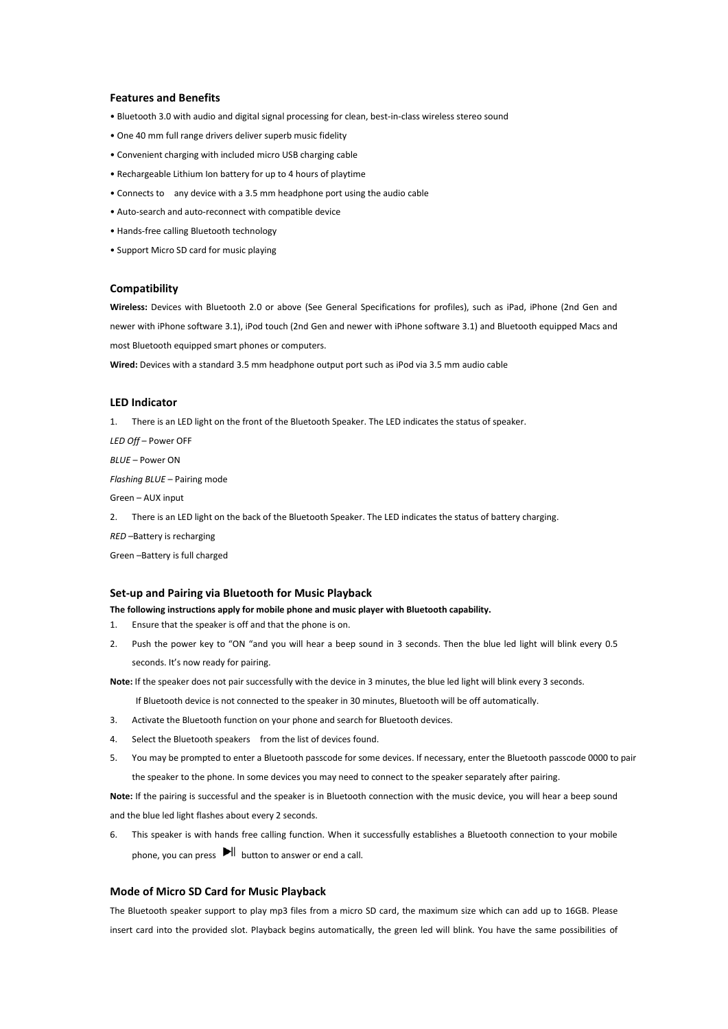## Features and Benefits

- Bluetooth 3.0 with audio and digital signal processing for clean, best-in-class wireless stereo sound
- One 40 mm full range drivers deliver superb music fidelity
- Convenient charging with included micro USB charging cable
- Rechargeable Lithium Ion battery for up to 4 hours of playtime
- Connects to any device with a 3.5 mm headphone port using the audio cable
- Auto-search and auto-reconnect with compatible device
- Hands-free calling Bluetooth technology
- Support Micro SD card for music playing

## Compatibility

**Wireless:** Devices with Bluetooth 2.0 or above (See General Specifications for profiles), such as iPad, iPhone (2nd Gen and newer with iPhone software 3.1), iPod touch (2nd Gen and newer with iPhone software 3.1) and Bluetooth equipped Macs and most Bluetooth equipped smart phones or computers.

**Wired:** Devices with a standard 3.5 mm headphone output port such as iPod via 3.5 mm audio cable

## LED Indicator

1. There is an LED light on the front of the Bluetooth Speaker. The LED indicates the status of speaker.

*LED Off* – Power OFF

*BLUE* – Power ON

*Flashing BLUE* – Pairing mode

Green – AUX input

2. There is an LED light on the back of the Bluetooth Speaker. The LED indicates the status of battery charging.

*RED* –Battery is recharging

Green –Battery is full charged

## Set-up and Pairing via Bluetooth for Music Playback

**The following instructions apply for mobile phone and music player with Bluetooth capability.**

1. Ensure that the speaker is off and that the phone is on.
2. Push the power key to "ON "and you will hear a beep sound in 3 seconds. Then the blue led light will blink every 0.5 seconds. It's now ready for pairing.

**Note:** If the speaker does not pair successfully with the device in 3 minutes, the blue led light will blink every 3 seconds.

If Bluetooth device is not connected to the speaker in 30 minutes, Bluetooth will be off automatically.

3. Activate the Bluetooth function on your phone and search for Bluetooth devices.
4. Select the Bluetooth speakers from the list of devices found.
5. You may be prompted to enter a Bluetooth passcode for some devices. If necessary, enter the Bluetooth passcode 0000 to pair the speaker to the phone. In some devices you may need to connect to the speaker separately after pairing.

**Note:** If the pairing is successful and the speaker is in Bluetooth connection with the music device, you will hear a beep sound and the blue led light flashes about every 2 seconds.

6. This speaker is with hands free calling function. When it successfully establishes a Bluetooth connection to your mobile phone, you can press ▶‖ button to answer or end a call.

## Mode of Micro SD Card for Music Playback

The Bluetooth speaker support to play mp3 files from a micro SD card, the maximum size which can add up to 16GB. Please insert card into the provided slot. Playback begins automatically, the green led will blink. You have the same possibilities of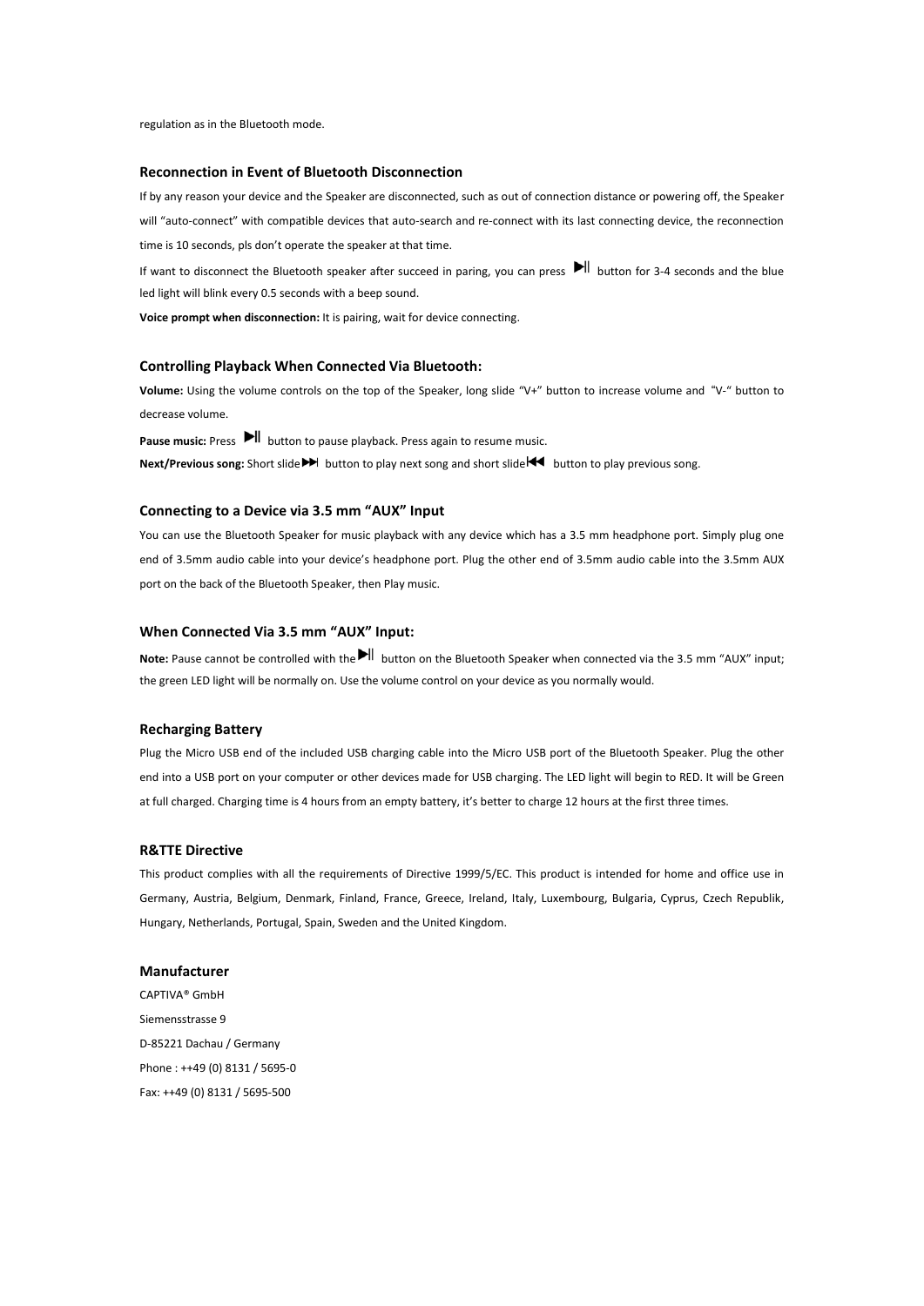regulation as in the Bluetooth mode.

### Reconnection in Event of Bluetooth Disconnection

If by any reason your device and the Speaker are disconnected, such as out of connection distance or powering off, the Speaker will "auto-connect" with compatible devices that auto-search and re-connect with its last connecting device, the reconnection time is 10 seconds, pls don't operate the speaker at that time.

If want to disconnect the Bluetooth speaker after succeed in paring, you can press ▶|| button for 3-4 seconds and the blue led light will blink every 0.5 seconds with a beep sound.

**Voice prompt when disconnection:** It is pairing, wait for device connecting.

### Controlling Playback When Connected Via Bluetooth:

**Volume:** Using the volume controls on the top of the Speaker, long slide "V+" button to increase volume and "V-" button to decrease volume.

**Pause music:** Press ▶|| button to pause playback. Press again to resume music.

**Next/Previous song:** Short slide ▶▶| button to play next song and short slide |◀◀ button to play previous song.

### Connecting to a Device via 3.5 mm "AUX" Input

You can use the Bluetooth Speaker for music playback with any device which has a 3.5 mm headphone port. Simply plug one end of 3.5mm audio cable into your device's headphone port. Plug the other end of 3.5mm audio cable into the 3.5mm AUX port on the back of the Bluetooth Speaker, then Play music.

### When Connected Via 3.5 mm "AUX" Input:

**Note:** Pause cannot be controlled with the ▶|| button on the Bluetooth Speaker when connected via the 3.5 mm "AUX" input; the green LED light will be normally on. Use the volume control on your device as you normally would.

### Recharging Battery

Plug the Micro USB end of the included USB charging cable into the Micro USB port of the Bluetooth Speaker. Plug the other end into a USB port on your computer or other devices made for USB charging. The LED light will begin to RED. It will be Green at full charged. Charging time is 4 hours from an empty battery, it's better to charge 12 hours at the first three times.

### R&TTE Directive

This product complies with all the requirements of Directive 1999/5/EC. This product is intended for home and office use in Germany, Austria, Belgium, Denmark, Finland, France, Greece, Ireland, Italy, Luxembourg, Bulgaria, Cyprus, Czech Republik, Hungary, Netherlands, Portugal, Spain, Sweden and the United Kingdom.

### Manufacturer

CAPTIVA® GmbH

Siemensstrasse 9

D-85221 Dachau / Germany

Phone : ++49 (0) 8131 / 5695-0

Fax: ++49 (0) 8131 / 5695-500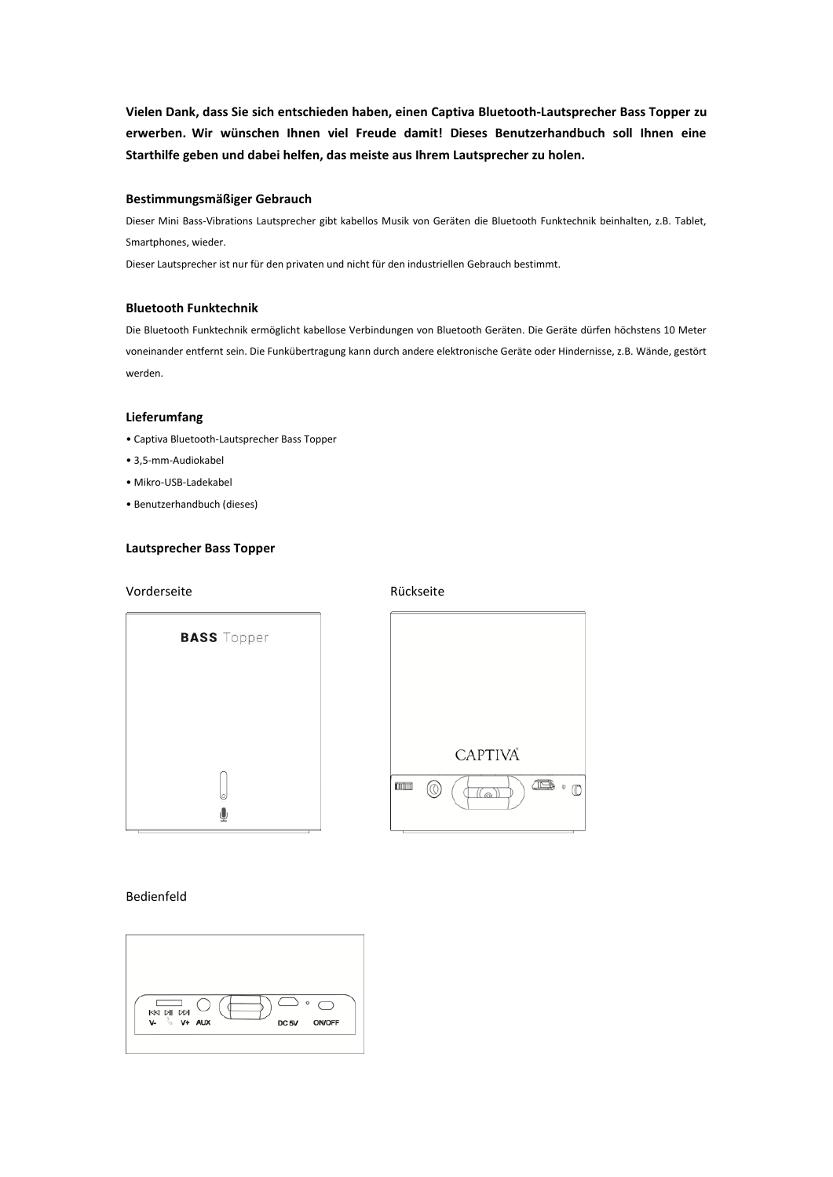**Vielen Dank, dass Sie sich entschieden haben, einen Captiva Bluetooth-Lautsprecher Bass Topper zu erwerben. Wir wünschen Ihnen viel Freude damit! Dieses Benutzerhandbuch soll Ihnen eine Starthilfe geben und dabei helfen, das meiste aus Ihrem Lautsprecher zu holen.**

### Bestimmungsmäßiger Gebrauch

Dieser Mini Bass-Vibrations Lautsprecher gibt kabellos Musik von Geräten die Bluetooth Funktechnik beinhalten, z.B. Tablet, Smartphones, wieder.

Dieser Lautsprecher ist nur für den privaten und nicht für den industriellen Gebrauch bestimmt.

### Bluetooth Funktechnik

Die Bluetooth Funktechnik ermöglicht kabellose Verbindungen von Bluetooth Geräten. Die Geräte dürfen höchstens 10 Meter voneinander entfernt sein. Die Funkübertragung kann durch andere elektronische Geräte oder Hindernisse, z.B. Wände, gestört werden.

### Lieferumfang

- Captiva Bluetooth-Lautsprecher Bass Topper
- 3,5-mm-Audiokabel
- Mikro-USB-Ladekabel
- Benutzerhandbuch (dieses)

### Lautsprecher Bass Topper

Vorderseite

BASS Topper

Rückseite

CAPTIVA

Bedienfeld

V- V+ AUX DC 5V ON/OFF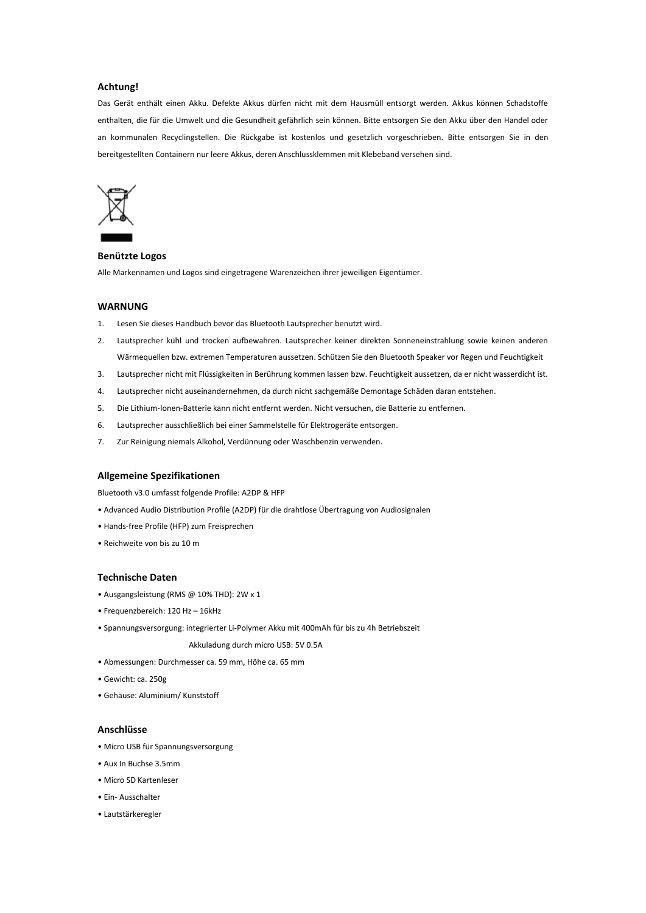## Achtung!

Das Gerät enthält einen Akku. Defekte Akkus dürfen nicht mit dem Hausmüll entsorgt werden. Akkus können Schadstoffe enthalten, die für die Umwelt und die Gesundheit gefährlich sein können. Bitte entsorgen Sie den Akku über den Handel oder an kommunalen Recyclingstellen. Die Rückgabe ist kostenlos und gesetzlich vorgeschrieben. Bitte entsorgen Sie in den bereitgestellten Containern nur leere Akkus, deren Anschlussklemmen mit Klebeband versehen sind.

## Benützte Logos

Alle Markennamen und Logos sind eingetragene Warenzeichen ihrer jeweiligen Eigentümer.

## WARNUNG

1. Lesen Sie dieses Handbuch bevor das Bluetooth Lautsprecher benutzt wird.
2. Lautsprecher kühl und trocken aufbewahren. Lautsprecher keiner direkten Sonneneinstrahlung sowie keinen anderen Wärmequellen bzw. extremen Temperaturen aussetzen. Schützen Sie den Bluetooth Speaker vor Regen und Feuchtigkeit
3. Lautsprecher nicht mit Flüssigkeiten in Berührung kommen lassen bzw. Feuchtigkeit aussetzen, da er nicht wasserdicht ist.
4. Lautsprecher nicht auseinandernehmen, da durch nicht sachgemäße Demontage Schäden daran entstehen.
5. Die Lithium-Ionen-Batterie kann nicht entfernt werden. Nicht versuchen, die Batterie zu entfernen.
6. Lautsprecher ausschließlich bei einer Sammelstelle für Elektrogeräte entsorgen.
7. Zur Reinigung niemals Alkohol, Verdünnung oder Waschbenzin verwenden.

## Allgemeine Spezifikationen

Bluetooth v3.0 umfasst folgende Profile: A2DP & HFP

- Advanced Audio Distribution Profile (A2DP) für die drahtlose Übertragung von Audiosignalen
- Hands-free Profile (HFP) zum Freisprechen
- Reichweite von bis zu 10 m

## Technische Daten

- Ausgangsleistung (RMS @ 10% THD): 2W x 1
- Frequenzbereich: 120 Hz – 16kHz
- Spannungsversorgung: integrierter Li-Polymer Akku mit 400mAh für bis zu 4h Betriebszeit
  Akkuladung durch micro USB: 5V 0.5A
- Abmessungen: Durchmesser ca. 59 mm, Höhe ca. 65 mm
- Gewicht: ca. 250g
- Gehäuse: Aluminium/ Kunststoff

## Anschlüsse

- Micro USB für Spannungsversorgung
- Aux In Buchse 3.5mm
- Micro SD Kartenleser
- Ein- Ausschalter
- Lautstärkeregler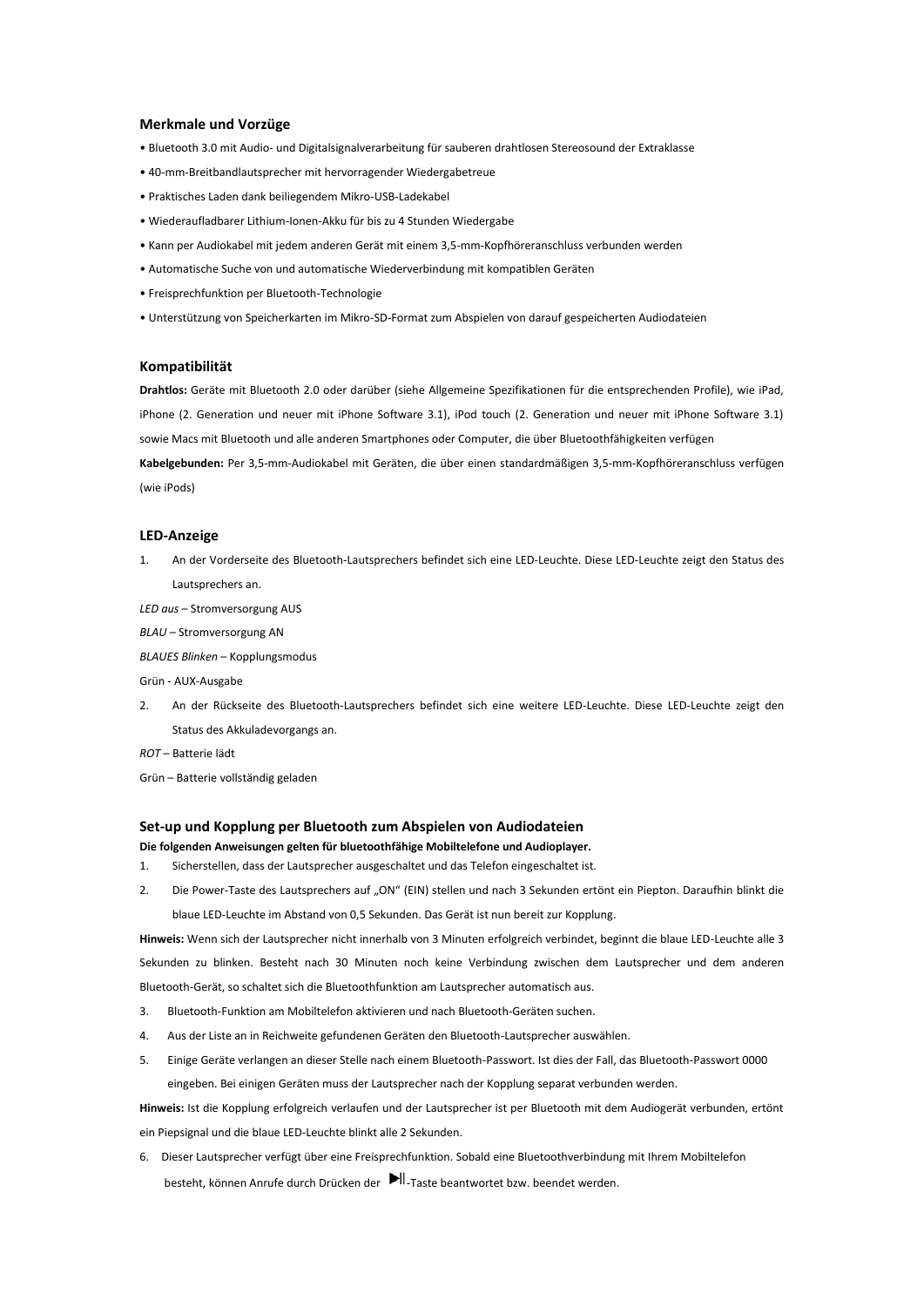## Merkmale und Vorzüge

- Bluetooth 3.0 mit Audio- und Digitalsignalverarbeitung für sauberen drahtlosen Stereosound der Extraklasse
- 40-mm-Breitbandlautsprecher mit hervorragender Wiedergabetreue
- Praktisches Laden dank beiliegendem Mikro-USB-Ladekabel
- Wiederaufladbarer Lithium-Ionen-Akku für bis zu 4 Stunden Wiedergabe
- Kann per Audiokabel mit jedem anderen Gerät mit einem 3,5-mm-Kopfhöreranschluss verbunden werden
- Automatische Suche von und automatische Wiederverbindung mit kompatiblen Geräten
- Freisprechfunktion per Bluetooth-Technologie
- Unterstützung von Speicherkarten im Mikro-SD-Format zum Abspielen von darauf gespeicherten Audiodateien

## Kompatibilität

**Drahtlos:** Geräte mit Bluetooth 2.0 oder darüber (siehe Allgemeine Spezifikationen für die entsprechenden Profile), wie iPad, iPhone (2. Generation und neuer mit iPhone Software 3.1), iPod touch (2. Generation und neuer mit iPhone Software 3.1) sowie Macs mit Bluetooth und alle anderen Smartphones oder Computer, die über Bluetoothfähigkeiten verfügen

**Kabelgebunden:** Per 3,5-mm-Audiokabel mit Geräten, die über einen standardmäßigen 3,5-mm-Kopfhöreranschluss verfügen (wie iPods)

## LED-Anzeige

1. An der Vorderseite des Bluetooth-Lautsprechers befindet sich eine LED-Leuchte. Diese LED-Leuchte zeigt den Status des Lautsprechers an.

*LED aus* – Stromversorgung AUS

*BLAU* – Stromversorgung AN

*BLAUES Blinken* – Kopplungsmodus

Grün - AUX-Ausgabe

2. An der Rückseite des Bluetooth-Lautsprechers befindet sich eine weitere LED-Leuchte. Diese LED-Leuchte zeigt den Status des Akkuladevorgangs an.

*ROT* – Batterie lädt

Grün – Batterie vollständig geladen

## Set-up und Kopplung per Bluetooth zum Abspielen von Audiodateien

**Die folgenden Anweisungen gelten für bluetoothfähige Mobiltelefone und Audioplayer.**

1. Sicherstellen, dass der Lautsprecher ausgeschaltet und das Telefon eingeschaltet ist.
2. Die Power-Taste des Lautsprechers auf „ON" (EIN) stellen und nach 3 Sekunden ertönt ein Piepton. Daraufhin blinkt die blaue LED-Leuchte im Abstand von 0,5 Sekunden. Das Gerät ist nun bereit zur Kopplung.

**Hinweis:** Wenn sich der Lautsprecher nicht innerhalb von 3 Minuten erfolgreich verbindet, beginnt die blaue LED-Leuchte alle 3 Sekunden zu blinken. Besteht nach 30 Minuten noch keine Verbindung zwischen dem Lautsprecher und dem anderen Bluetooth-Gerät, so schaltet sich die Bluetoothfunktion am Lautsprecher automatisch aus.

3. Bluetooth-Funktion am Mobiltelefon aktivieren und nach Bluetooth-Geräten suchen.
4. Aus der Liste an in Reichweite gefundenen Geräten den Bluetooth-Lautsprecher auswählen.
5. Einige Geräte verlangen an dieser Stelle nach einem Bluetooth-Passwort. Ist dies der Fall, das Bluetooth-Passwort 0000 eingeben. Bei einigen Geräten muss der Lautsprecher nach der Kopplung separat verbunden werden.

**Hinweis:** Ist die Kopplung erfolgreich verlaufen und der Lautsprecher ist per Bluetooth mit dem Audiogerät verbunden, ertönt ein Piepsignal und die blaue LED-Leuchte blinkt alle 2 Sekunden.

6. Dieser Lautsprecher verfügt über eine Freisprechfunktion. Sobald eine Bluetoothverbindung mit Ihrem Mobiltelefon besteht, können Anrufe durch Drücken der ▶II-Taste beantwortet bzw. beendet werden.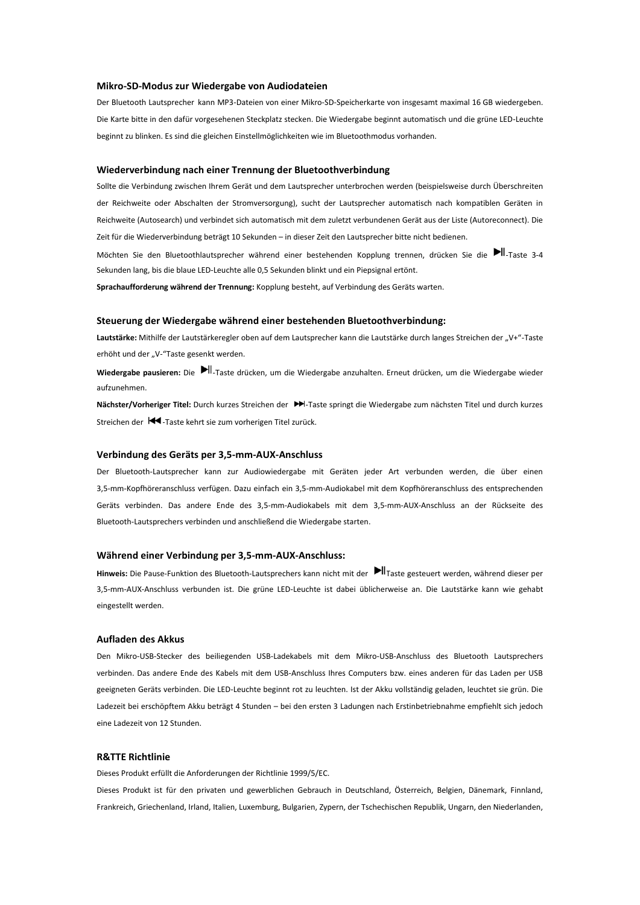### Mikro-SD-Modus zur Wiedergabe von Audiodateien

Der Bluetooth Lautsprecher kann MP3-Dateien von einer Mikro-SD-Speicherkarte von insgesamt maximal 16 GB wiedergeben. Die Karte bitte in den dafür vorgesehenen Steckplatz stecken. Die Wiedergabe beginnt automatisch und die grüne LED-Leuchte beginnt zu blinken. Es sind die gleichen Einstellmöglichkeiten wie im Bluetoothmodus vorhanden.

### Wiederverbindung nach einer Trennung der Bluetoothverbindung

Sollte die Verbindung zwischen Ihrem Gerät und dem Lautsprecher unterbrochen werden (beispielsweise durch Überschreiten der Reichweite oder Abschalten der Stromversorgung), sucht der Lautsprecher automatisch nach kompatiblen Geräten in Reichweite (Autosearch) und verbindet sich automatisch mit dem zuletzt verbundenen Gerät aus der Liste (Autoreconnect). Die Zeit für die Wiederverbindung beträgt 10 Sekunden – in dieser Zeit den Lautsprecher bitte nicht bedienen.

Möchten Sie den Bluetoothlautsprecher während einer bestehenden Kopplung trennen, drücken Sie die ▶II-Taste 3-4 Sekunden lang, bis die blaue LED-Leuchte alle 0,5 Sekunden blinkt und ein Piepsignal ertönt.

**Sprachaufforderung während der Trennung:** Kopplung besteht, auf Verbindung des Geräts warten.

### Steuerung der Wiedergabe während einer bestehenden Bluetoothverbindung:

**Lautstärke:** Mithilfe der Lautstärkeregler oben auf dem Lautsprecher kann die Lautstärke durch langes Streichen der „V+"-Taste erhöht und der „V-"Taste gesenkt werden.

**Wiedergabe pausieren:** Die ▶II-Taste drücken, um die Wiedergabe anzuhalten. Erneut drücken, um die Wiedergabe wieder aufzunehmen.

**Nächster/Vorheriger Titel:** Durch kurzes Streichen der ▶▶I-Taste springt die Wiedergabe zum nächsten Titel und durch kurzes Streichen der I◀◀-Taste kehrt sie zum vorherigen Titel zurück.

### Verbindung des Geräts per 3,5-mm-AUX-Anschluss

Der Bluetooth-Lautsprecher kann zur Audiowiedergabe mit Geräten jeder Art verbunden werden, die über einen 3,5-mm-Kopfhöreranschluss verfügen. Dazu einfach ein 3,5-mm-Audiokabel mit dem Kopfhöreranschluss des entsprechenden Geräts verbinden. Das andere Ende des 3,5-mm-Audiokabels mit dem 3,5-mm-AUX-Anschluss an der Rückseite des Bluetooth-Lautsprechers verbinden und anschließend die Wiedergabe starten.

### Während einer Verbindung per 3,5-mm-AUX-Anschluss:

**Hinweis:** Die Pause-Funktion des Bluetooth-Lautsprechers kann nicht mit der ▶IITaste gesteuert werden, während dieser per 3,5-mm-AUX-Anschluss verbunden ist. Die grüne LED-Leuchte ist dabei üblicherweise an. Die Lautstärke kann wie gehabt eingestellt werden.

### Aufladen des Akkus

Den Mikro-USB-Stecker des beiliegenden USB-Ladekabels mit dem Mikro-USB-Anschluss des Bluetooth Lautsprechers verbinden. Das andere Ende des Kabels mit dem USB-Anschluss Ihres Computers bzw. eines anderen für das Laden per USB geeigneten Geräts verbinden. Die LED-Leuchte beginnt rot zu leuchten. Ist der Akku vollständig geladen, leuchtet sie grün. Die Ladezeit bei erschöpftem Akku beträgt 4 Stunden – bei den ersten 3 Ladungen nach Erstinbetriebnahme empfiehlt sich jedoch eine Ladezeit von 12 Stunden.

### R&TTE Richtlinie

Dieses Produkt erfüllt die Anforderungen der Richtlinie 1999/5/EC.

Dieses Produkt ist für den privaten und gewerblichen Gebrauch in Deutschland, Österreich, Belgien, Dänemark, Finnland, Frankreich, Griechenland, Irland, Italien, Luxemburg, Bulgarien, Zypern, der Tschechischen Republik, Ungarn, den Niederlanden,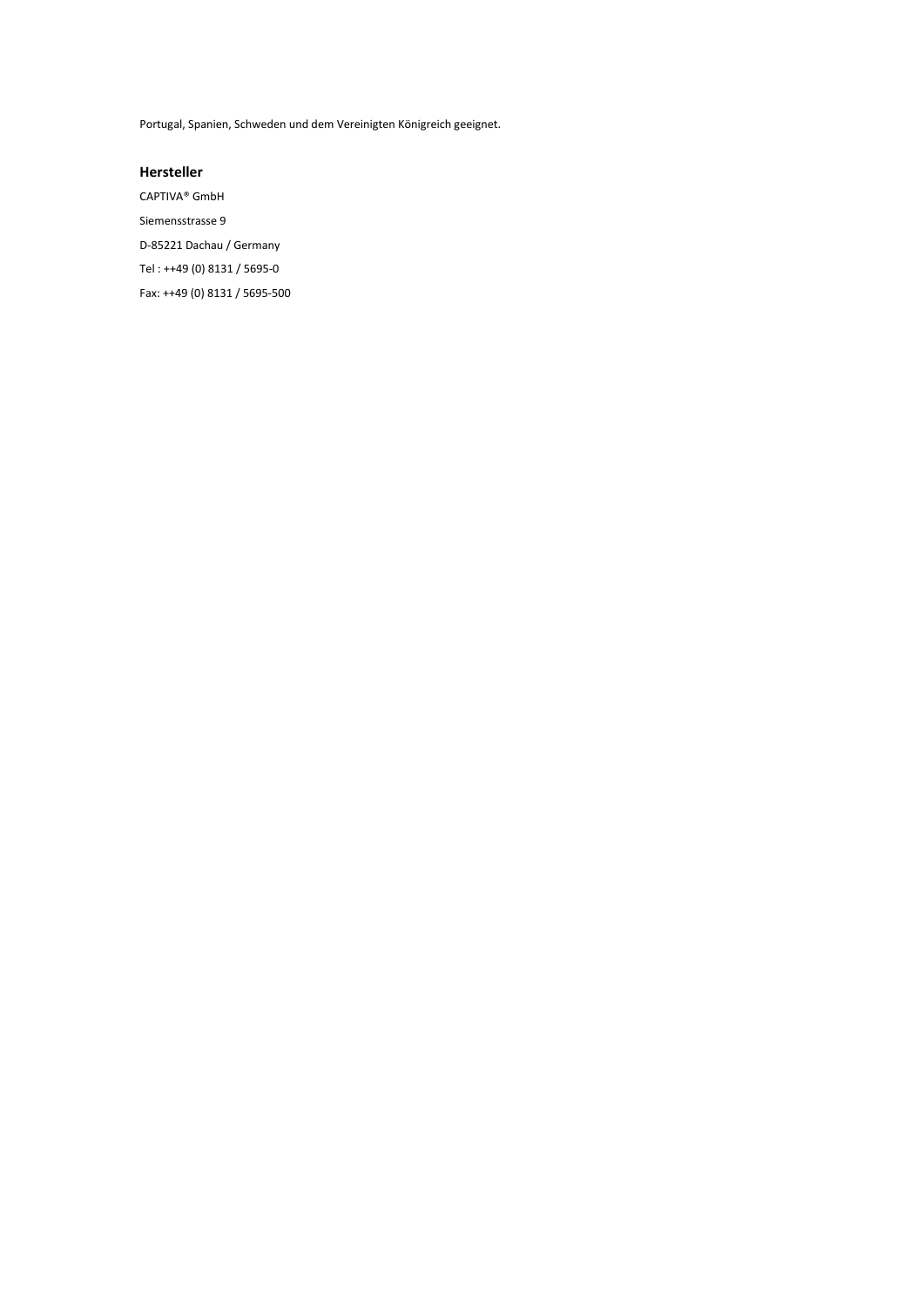Portugal, Spanien, Schweden und dem Vereinigten Königreich geeignet.

## Hersteller

CAPTIVA® GmbH

Siemensstrasse 9

D-85221 Dachau / Germany

Tel : ++49 (0) 8131 / 5695-0

Fax: ++49 (0) 8131 / 5695-500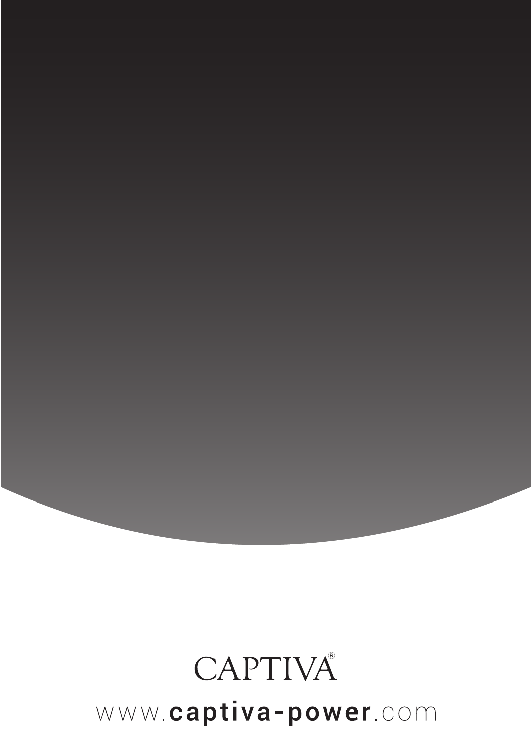CAPTIVA®

www.captiva-power.com